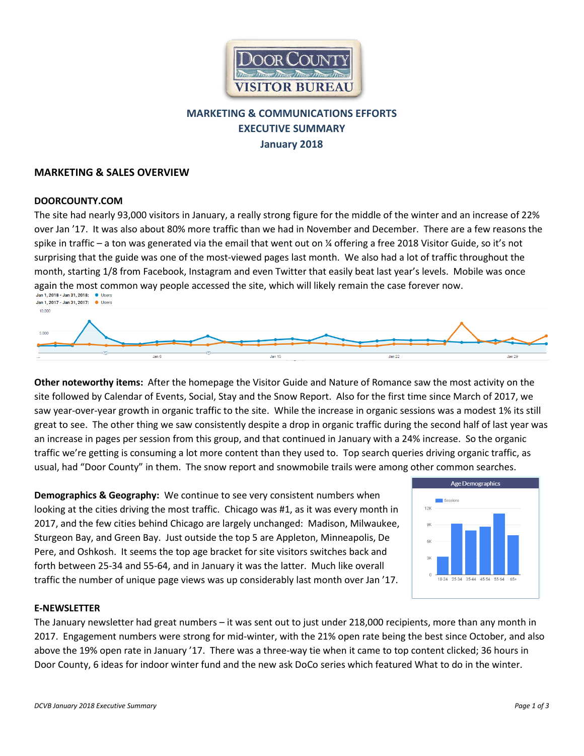# MARKETING & COMMUNICATIONS EFFORTS
# EXECUTIVE SUMMARY
# January 2018

## MARKETING & SALES OVERVIEW

### DOORCOUNTY.COM

The site had nearly 93,000 visitors in January, a really strong figure for the middle of the winter and an increase of 22% over Jan '17. It was also about 80% more traffic than we had in November and December. There are a few reasons the spike in traffic – a ton was generated via the email that went out on ¼ offering a free 2018 Visitor Guide, so it's not surprising that the guide was one of the most-viewed pages last month. We also had a lot of traffic throughout the month, starting 1/8 from Facebook, Instagram and even Twitter that easily beat last year's levels. Mobile was once again the most common way people accessed the site, which will likely remain the case forever now.

**Other noteworthy items:** After the homepage the Visitor Guide and Nature of Romance saw the most activity on the site followed by Calendar of Events, Social, Stay and the Snow Report. Also for the first time since March of 2017, we saw year-over-year growth in organic traffic to the site. While the increase in organic sessions was a modest 1% its still great to see. The other thing we saw consistently despite a drop in organic traffic during the second half of last year was an increase in pages per session from this group, and that continued in January with a 24% increase. So the organic traffic we're getting is consuming a lot more content than they used to. Top search queries driving organic traffic, as usual, had "Door County" in them. The snow report and snowmobile trails were among other common searches.

**Demographics & Geography:** We continue to see very consistent numbers when looking at the cities driving the most traffic. Chicago was #1, as it was every month in 2017, and the few cities behind Chicago are largely unchanged: Madison, Milwaukee, Sturgeon Bay, and Green Bay. Just outside the top 5 are Appleton, Minneapolis, De Pere, and Oshkosh. It seems the top age bracket for site visitors switches back and forth between 25-34 and 55-64, and in January it was the latter. Much like overall traffic the number of unique page views was up considerably last month over Jan '17.

### E-NEWSLETTER

The January newsletter had great numbers – it was sent out to just under 218,000 recipients, more than any month in 2017. Engagement numbers were strong for mid-winter, with the 21% open rate being the best since October, and also above the 19% open rate in January '17. There was a three-way tie when it came to top content clicked; 36 hours in Door County, 6 ideas for indoor winter fund and the new ask DoCo series which featured What to do in the winter.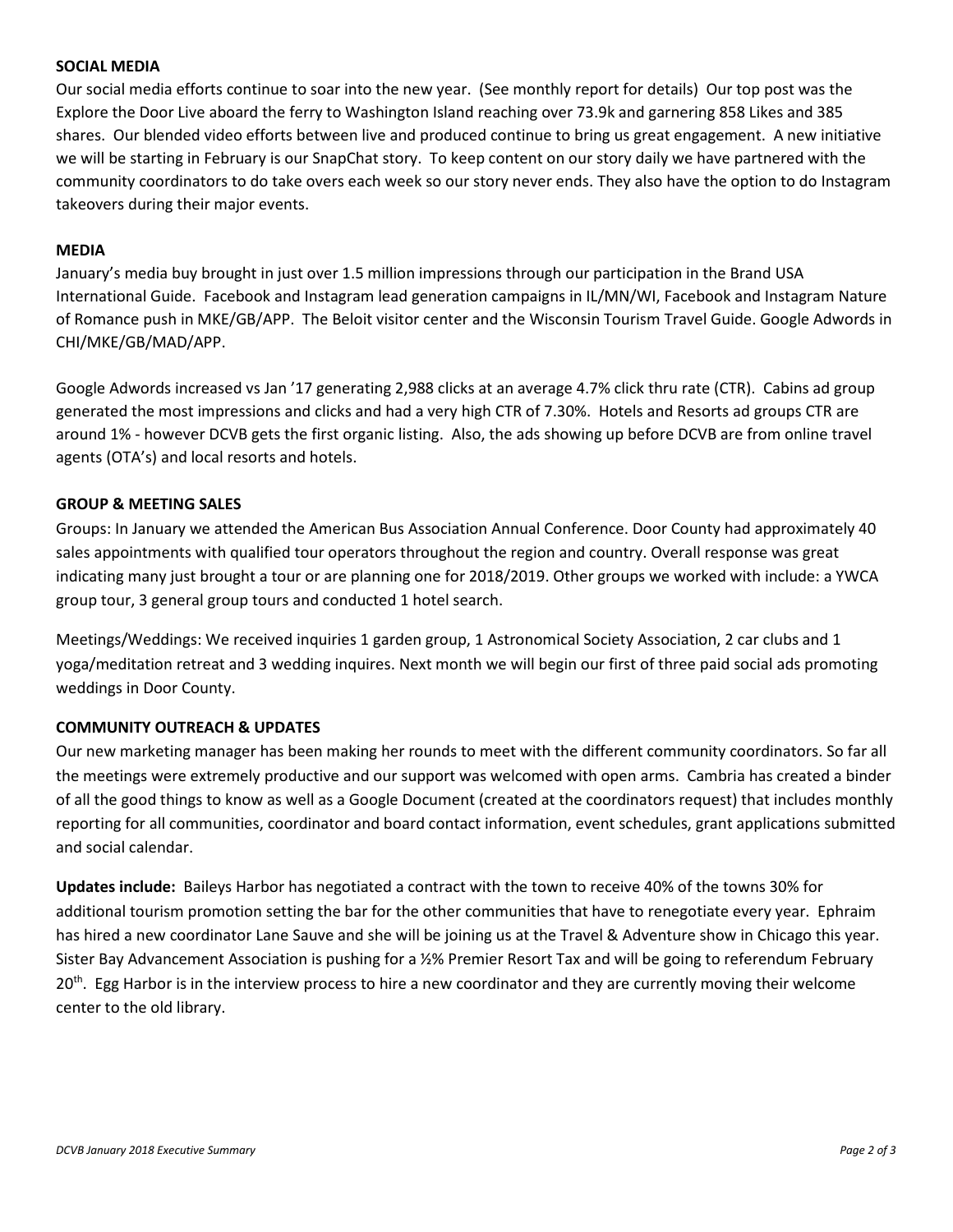## SOCIAL MEDIA

Our social media efforts continue to soar into the new year. (See monthly report for details) Our top post was the Explore the Door Live aboard the ferry to Washington Island reaching over 73.9k and garnering 858 Likes and 385 shares. Our blended video efforts between live and produced continue to bring us great engagement. A new initiative we will be starting in February is our SnapChat story. To keep content on our story daily we have partnered with the community coordinators to do take overs each week so our story never ends. They also have the option to do Instagram takeovers during their major events.

## MEDIA

January's media buy brought in just over 1.5 million impressions through our participation in the Brand USA International Guide. Facebook and Instagram lead generation campaigns in IL/MN/WI, Facebook and Instagram Nature of Romance push in MKE/GB/APP. The Beloit visitor center and the Wisconsin Tourism Travel Guide. Google Adwords in CHI/MKE/GB/MAD/APP.

Google Adwords increased vs Jan '17 generating 2,988 clicks at an average 4.7% click thru rate (CTR). Cabins ad group generated the most impressions and clicks and had a very high CTR of 7.30%. Hotels and Resorts ad groups CTR are around 1% - however DCVB gets the first organic listing. Also, the ads showing up before DCVB are from online travel agents (OTA's) and local resorts and hotels.

## GROUP & MEETING SALES

Groups: In January we attended the American Bus Association Annual Conference. Door County had approximately 40 sales appointments with qualified tour operators throughout the region and country. Overall response was great indicating many just brought a tour or are planning one for 2018/2019. Other groups we worked with include: a YWCA group tour, 3 general group tours and conducted 1 hotel search.

Meetings/Weddings: We received inquiries 1 garden group, 1 Astronomical Society Association, 2 car clubs and 1 yoga/meditation retreat and 3 wedding inquires. Next month we will begin our first of three paid social ads promoting weddings in Door County.

## COMMUNITY OUTREACH & UPDATES

Our new marketing manager has been making her rounds to meet with the different community coordinators. So far all the meetings were extremely productive and our support was welcomed with open arms. Cambria has created a binder of all the good things to know as well as a Google Document (created at the coordinators request) that includes monthly reporting for all communities, coordinator and board contact information, event schedules, grant applications submitted and social calendar.

**Updates include:** Baileys Harbor has negotiated a contract with the town to receive 40% of the towns 30% for additional tourism promotion setting the bar for the other communities that have to renegotiate every year. Ephraim has hired a new coordinator Lane Sauve and she will be joining us at the Travel & Adventure show in Chicago this year. Sister Bay Advancement Association is pushing for a ½% Premier Resort Tax and will be going to referendum February 20th. Egg Harbor is in the interview process to hire a new coordinator and they are currently moving their welcome center to the old library.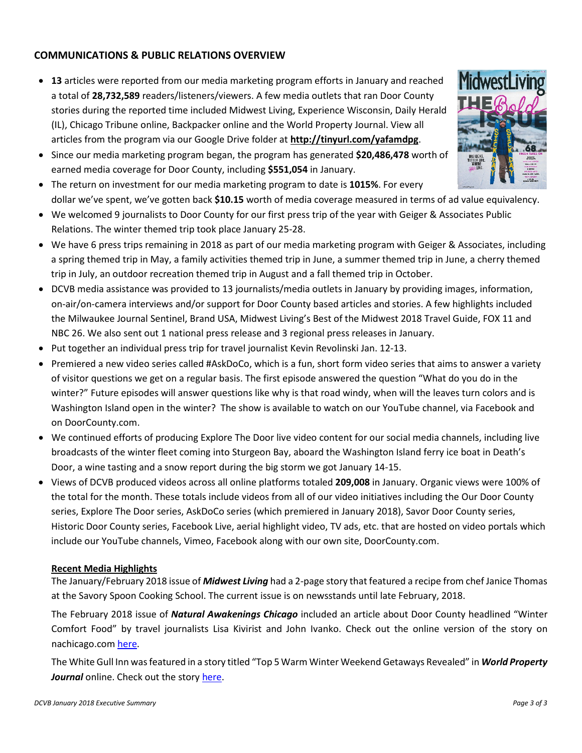## COMMUNICATIONS & PUBLIC RELATIONS OVERVIEW

- **13** articles were reported from our media marketing program efforts in January and reached a total of **28,732,589** readers/listeners/viewers. A few media outlets that ran Door County stories during the reported time included Midwest Living, Experience Wisconsin, Daily Herald (IL), Chicago Tribune online, Backpacker online and the World Property Journal. View all articles from the program via our Google Drive folder at **http://tinyurl.com/yafamdpg**.
- Since our media marketing program began, the program has generated **$20,486,478** worth of earned media coverage for Door County, including **$551,054** in January.
- The return on investment for our media marketing program to date is **1015%**. For every dollar we've spent, we've gotten back **$10.15** worth of media coverage measured in terms of ad value equivalency.
- We welcomed 9 journalists to Door County for our first press trip of the year with Geiger & Associates Public Relations. The winter themed trip took place January 25-28.
- We have 6 press trips remaining in 2018 as part of our media marketing program with Geiger & Associates, including a spring themed trip in May, a family activities themed trip in June, a summer themed trip in June, a cherry themed trip in July, an outdoor recreation themed trip in August and a fall themed trip in October.
- DCVB media assistance was provided to 13 journalists/media outlets in January by providing images, information, on-air/on-camera interviews and/or support for Door County based articles and stories. A few highlights included the Milwaukee Journal Sentinel, Brand USA, Midwest Living's Best of the Midwest 2018 Travel Guide, FOX 11 and NBC 26. We also sent out 1 national press release and 3 regional press releases in January.
- Put together an individual press trip for travel journalist Kevin Revolinski Jan. 12-13.
- Premiered a new video series called #AskDoCo, which is a fun, short form video series that aims to answer a variety of visitor questions we get on a regular basis. The first episode answered the question "What do you do in the winter?" Future episodes will answer questions like why is that road windy, when will the leaves turn colors and is Washington Island open in the winter? The show is available to watch on our YouTube channel, via Facebook and on DoorCounty.com.
- We continued efforts of producing Explore The Door live video content for our social media channels, including live broadcasts of the winter fleet coming into Sturgeon Bay, aboard the Washington Island ferry ice boat in Death's Door, a wine tasting and a snow report during the big storm we got January 14-15.
- Views of DCVB produced videos across all online platforms totaled **209,008** in January. Organic views were 100% of the total for the month. These totals include videos from all of our video initiatives including the Our Door County series, Explore The Door series, AskDoCo series (which premiered in January 2018), Savor Door County series, Historic Door County series, Facebook Live, aerial highlight video, TV ads, etc. that are hosted on video portals which include our YouTube channels, Vimeo, Facebook along with our own site, DoorCounty.com.

**Recent Media Highlights**

The January/February 2018 issue of ***Midwest Living*** had a 2-page story that featured a recipe from chef Janice Thomas at the Savory Spoon Cooking School. The current issue is on newsstands until late February, 2018.

The February 2018 issue of ***Natural Awakenings Chicago*** included an article about Door County headlined "Winter Comfort Food" by travel journalists Lisa Kivirist and John Ivanko. Check out the online version of the story on nachicago.com here.

The White Gull Inn was featured in a story titled "Top 5 Warm Winter Weekend Getaways Revealed" in ***World Property Journal*** online. Check out the story here.